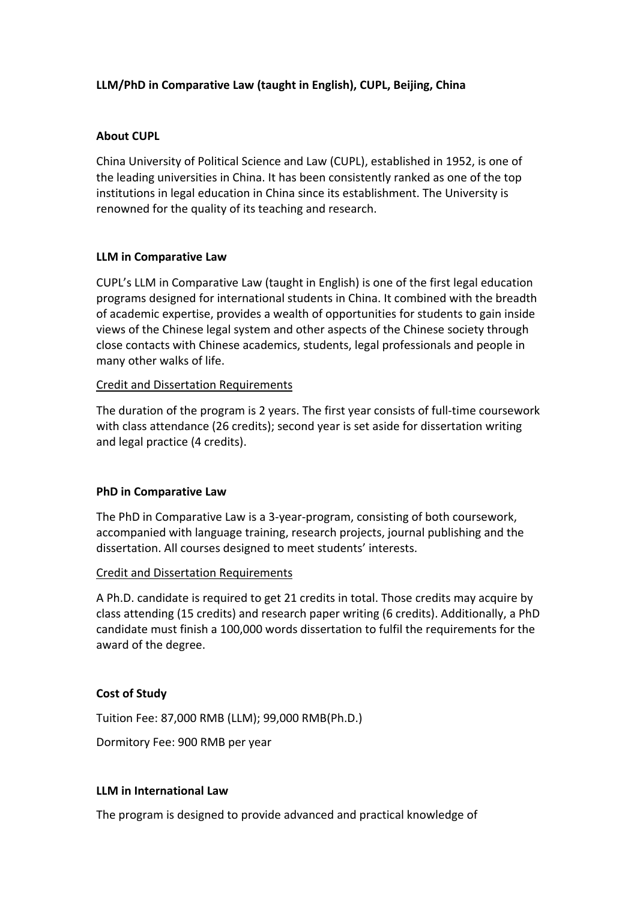# LLM/PhD in Comparative Law (taught in English), CUPL, Beijing, China

## About CUPL

China University of Political Science and Law (CUPL), established in 1952, is one of the leading universities in China. It has been consistently ranked as one of the top institutions in legal education in China since its establishment. The University is renowned for the quality of its teaching and research.

## LLM in Comparative Law

CUPL's LLM in Comparative Law (taught in English) is one of the first legal education programs designed for international students in China. It combined with the breadth of academic expertise, provides a wealth of opportunities for students to gain inside views of the Chinese legal system and other aspects of the Chinese society through close contacts with Chinese academics, students, legal professionals and people in many other walks of life.

### Credit and Dissertation Requirements

The duration of the program is 2 years. The first year consists of full-time coursework with class attendance (26 credits); second year is set aside for dissertation writing and legal practice (4 credits).

## PhD in Comparative Law

The PhD in Comparative Law is a 3-year-program, consisting of both coursework, accompanied with language training, research projects, journal publishing and the dissertation. All courses designed to meet students' interests.

### Credit and Dissertation Requirements

A Ph.D. candidate is required to get 21 credits in total. Those credits may acquire by class attending (15 credits) and research paper writing (6 credits). Additionally, a PhD candidate must finish a 100,000 words dissertation to fulfil the requirements for the award of the degree.

## Cost of Study

Tuition Fee: 87,000 RMB (LLM); 99,000 RMB(Ph.D.)

Dormitory Fee: 900 RMB per year

## LLM in International Law

The program is designed to provide advanced and practical knowledge of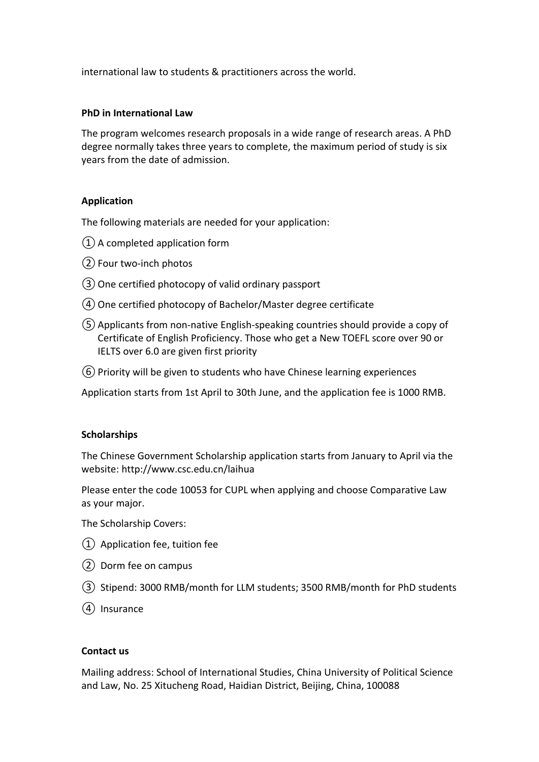international law to students & practitioners across the world.

**PhD in International Law**

The program welcomes research proposals in a wide range of research areas. A PhD degree normally takes three years to complete, the maximum period of study is six years from the date of admission.

**Application**

The following materials are needed for your application:

① A completed application form

② Four two-inch photos

③ One certified photocopy of valid ordinary passport

④ One certified photocopy of Bachelor/Master degree certificate

⑤ Applicants from non-native English-speaking countries should provide a copy of Certificate of English Proficiency. Those who get a New TOEFL score over 90 or IELTS over 6.0 are given first priority

⑥ Priority will be given to students who have Chinese learning experiences

Application starts from 1st April to 30th June, and the application fee is 1000 RMB.

**Scholarships**

The Chinese Government Scholarship application starts from January to April via the website: http://www.csc.edu.cn/laihua

Please enter the code 10053 for CUPL when applying and choose Comparative Law as your major.

The Scholarship Covers:

① Application fee, tuition fee

② Dorm fee on campus

③ Stipend: 3000 RMB/month for LLM students; 3500 RMB/month for PhD students

④ Insurance

**Contact us**

Mailing address: School of International Studies, China University of Political Science and Law, No. 25 Xitucheng Road, Haidian District, Beijing, China, 100088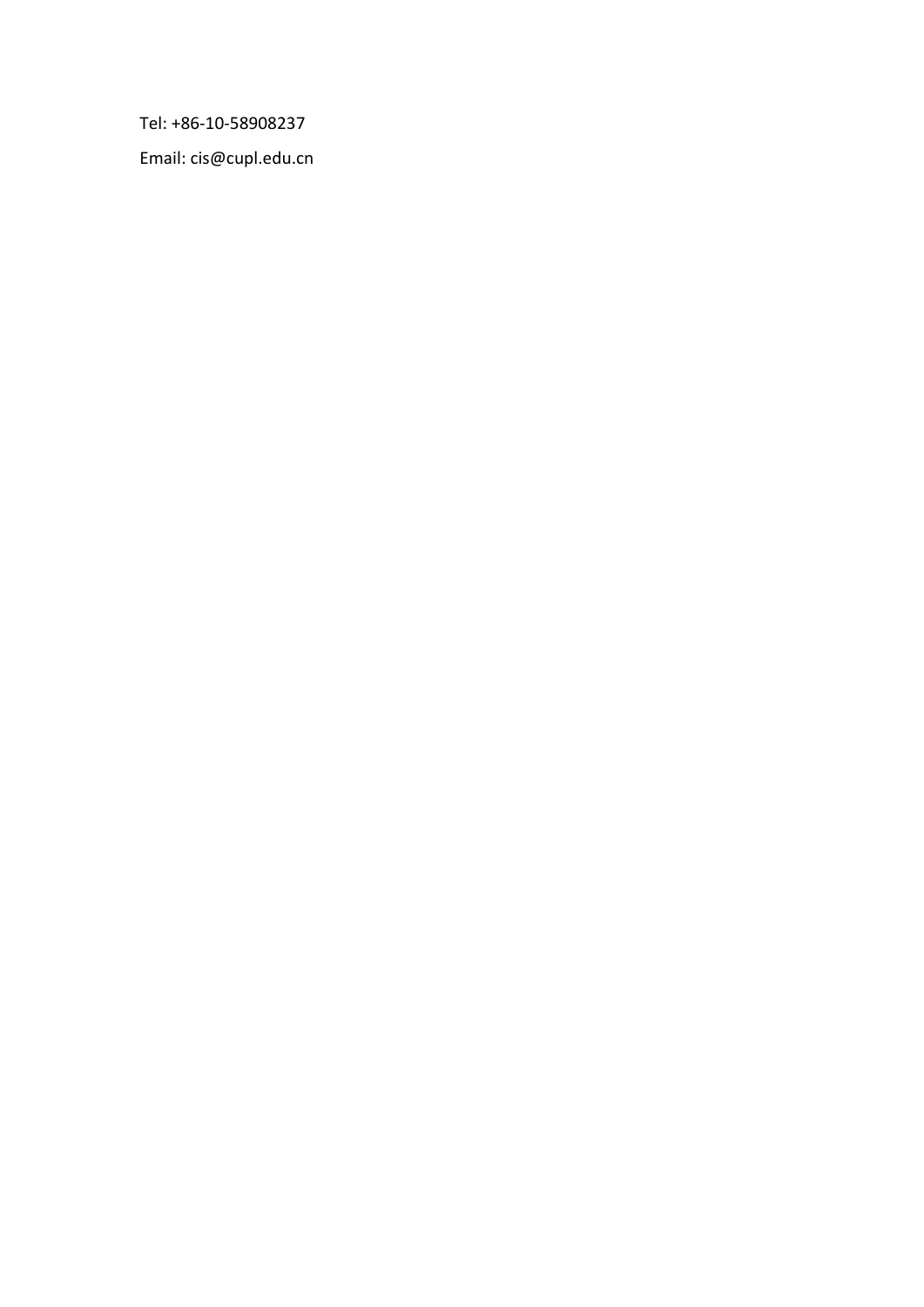Tel: +86-10-58908237

Email: cis@cupl.edu.cn